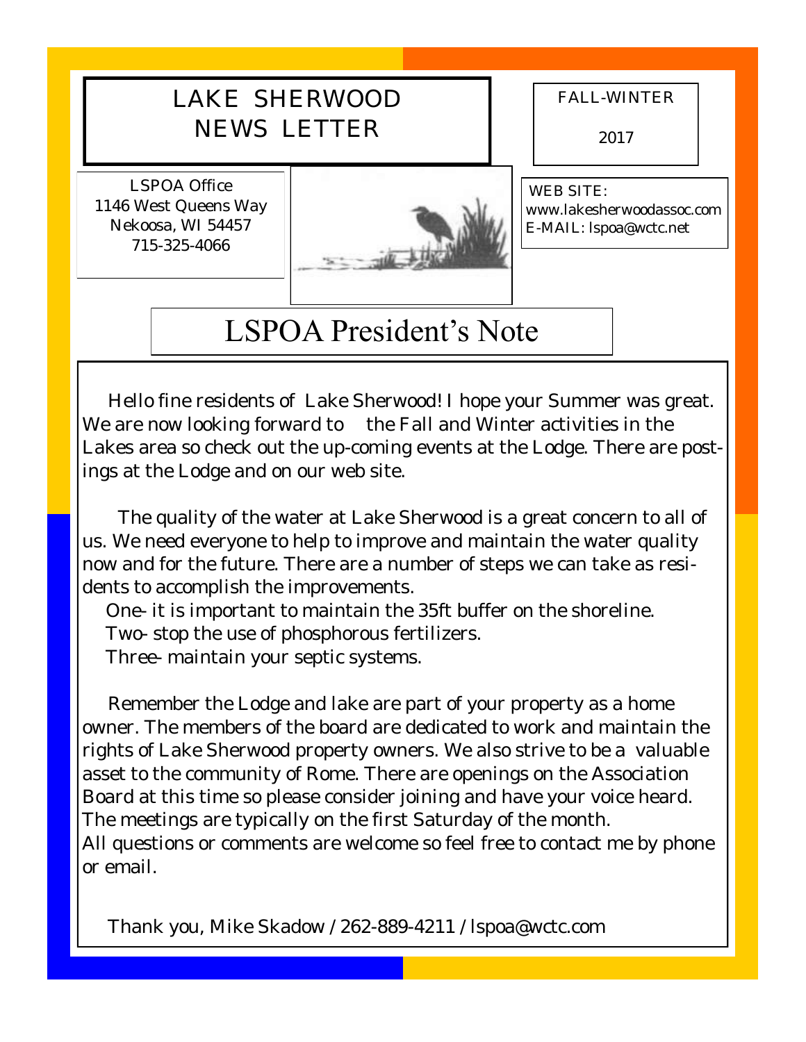# LAKE SHERWOOD NEWS LETTER

FALL-WINTER

2017

LSPOA Office
1146 West Queens Way
Nekoosa, WI 54457
715-325-4066

WEB SITE:
www.lakesherwoodassoc.com
E-MAIL: lspoa@wctc.net

## LSPOA President's Note

Hello fine residents of Lake Sherwood! I hope your Summer was great. We are now looking forward to the Fall and Winter activities in the Lakes area so check out the up-coming events at the Lodge. There are postings at the Lodge and on our web site.

The quality of the water at Lake Sherwood is a great concern to all of us. We need everyone to help to improve and maintain the water quality now and for the future. There are a number of steps we can take as residents to accomplish the improvements.

One- it is important to maintain the 35ft buffer on the shoreline.
Two- stop the use of phosphorous fertilizers.
Three- maintain your septic systems.

Remember the Lodge and lake are part of your property as a home owner. The members of the board are dedicated to work and maintain the rights of Lake Sherwood property owners. We also strive to be a valuable asset to the community of Rome. There are openings on the Association Board at this time so please consider joining and have your voice heard. The meetings are typically on the first Saturday of the month.
All questions or comments are welcome so feel free to contact me by phone or email.

Thank you, Mike Skadow / 262-889-4211 / lspoa@wctc.com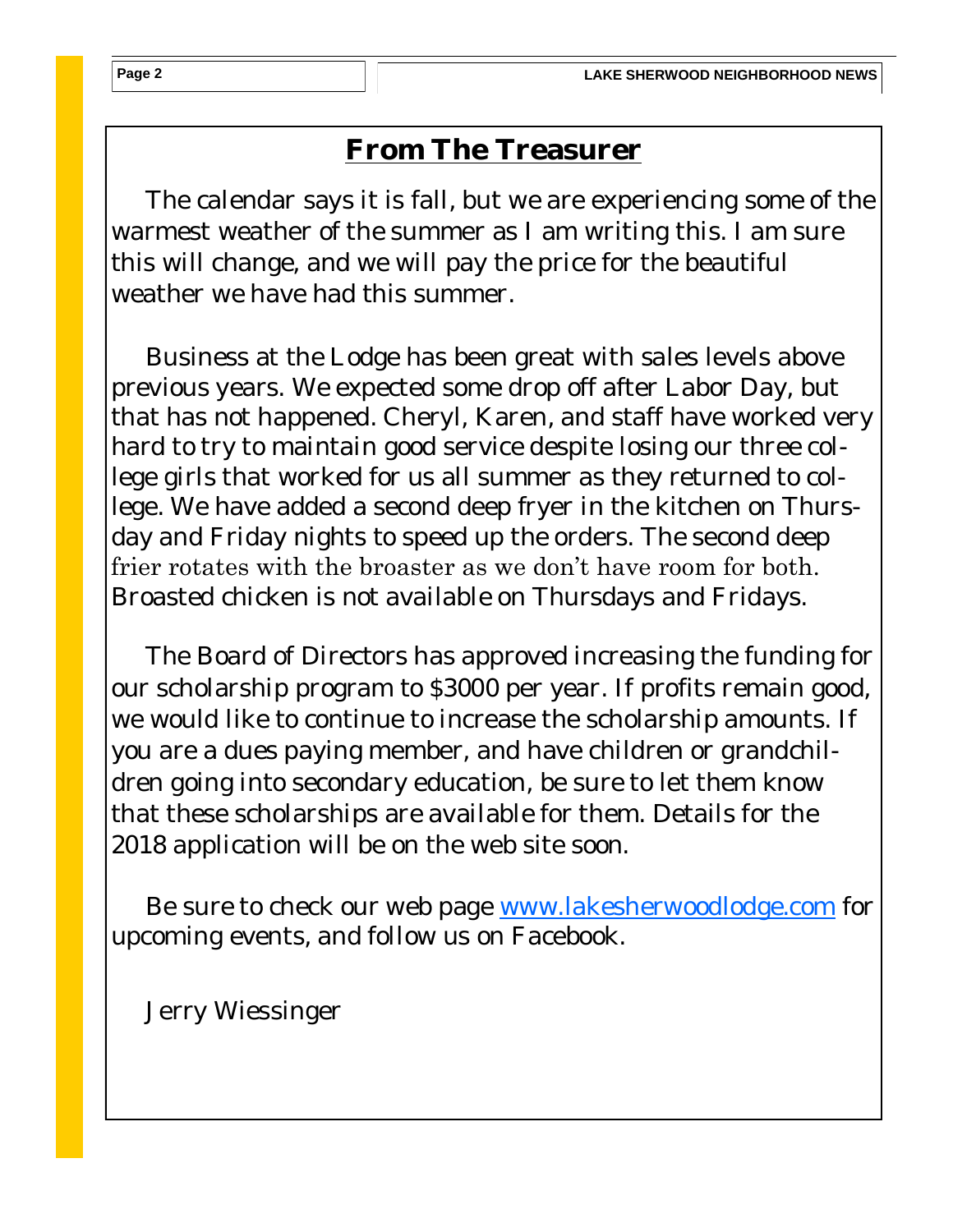## From The Treasurer

The calendar says it is fall, but we are experiencing some of the warmest weather of the summer as I am writing this. I am sure this will change, and we will pay the price for the beautiful weather we have had this summer.

Business at the Lodge has been great with sales levels above previous years. We expected some drop off after Labor Day, but that has not happened. Cheryl, Karen, and staff have worked very hard to try to maintain good service despite losing our three college girls that worked for us all summer as they returned to college. We have added a second deep fryer in the kitchen on Thursday and Friday nights to speed up the orders. The second deep frier rotates with the broaster as we don't have room for both. Broasted chicken is not available on Thursdays and Fridays.

The Board of Directors has approved increasing the funding for our scholarship program to $3000 per year. If profits remain good, we would like to continue to increase the scholarship amounts. If you are a dues paying member, and have children or grandchildren going into secondary education, be sure to let them know that these scholarships are available for them. Details for the 2018 application will be on the web site soon.

Be sure to check our web page [www.lakesherwoodlodge.com](http://www.lakesherwoodlodge.com) for upcoming events, and follow us on Facebook.

Jerry Wiessinger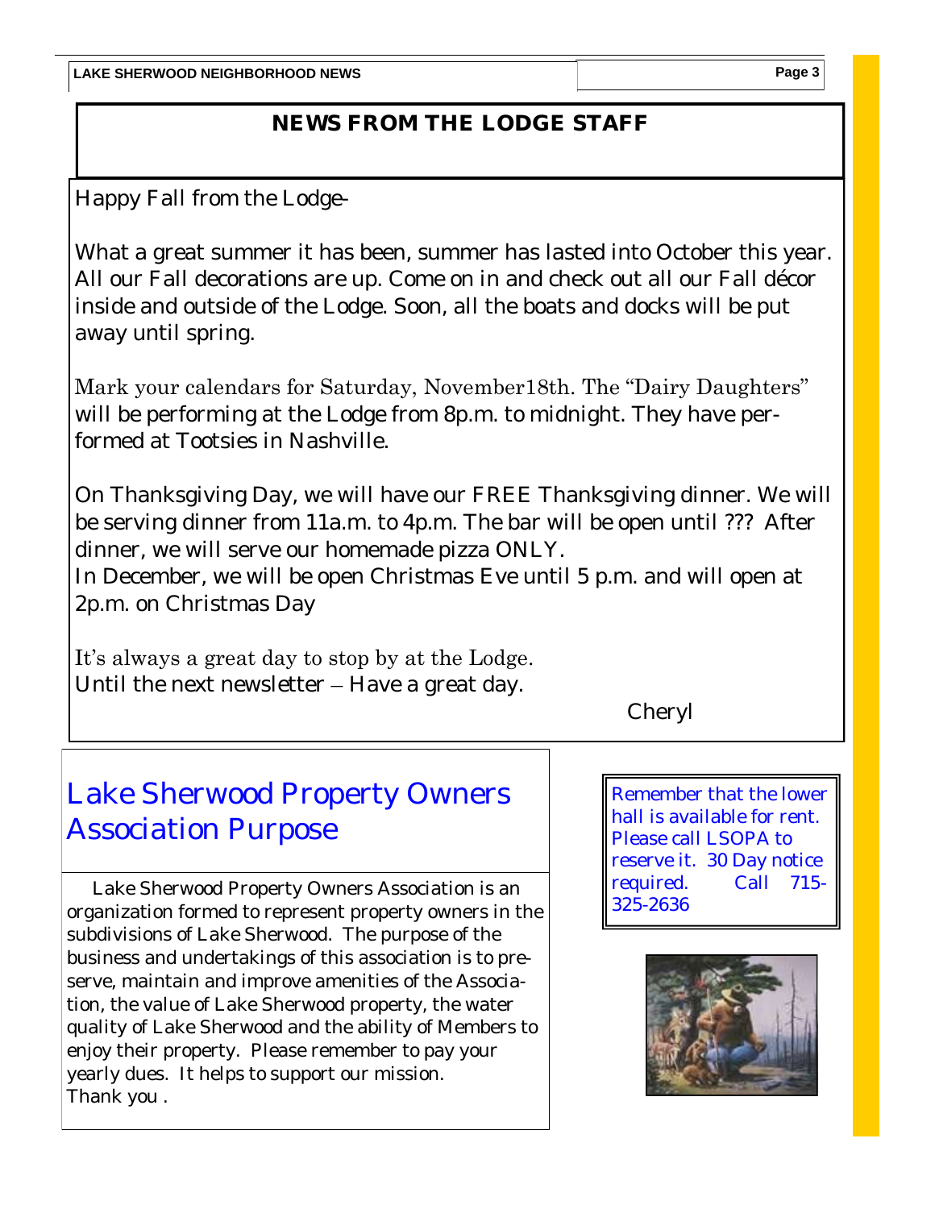## NEWS FROM THE LODGE STAFF

Happy Fall from the Lodge-

What a great summer it has been, summer has lasted into October this year. All our Fall decorations are up. Come on in and check out all our Fall décor inside and outside of the Lodge. Soon, all the boats and docks will be put away until spring.

Mark your calendars for Saturday, November18th. The "Dairy Daughters" will be performing at the Lodge from 8p.m. to midnight. They have performed at Tootsies in Nashville.

On Thanksgiving Day, we will have our FREE Thanksgiving dinner. We will be serving dinner from 11a.m. to 4p.m. The bar will be open until ??? After dinner, we will serve our homemade pizza ONLY.
In December, we will be open Christmas Eve until 5 p.m. and will open at 2p.m. on Christmas Day

It's always a great day to stop by at the Lodge.
Until the next newsletter – Have a great day.

Cheryl

## Lake Sherwood Property Owners Association Purpose

Lake Sherwood Property Owners Association is an organization formed to represent property owners in the subdivisions of Lake Sherwood. The purpose of the business and undertakings of this association is to preserve, maintain and improve amenities of the Association, the value of Lake Sherwood property, the water quality of Lake Sherwood and the ability of Members to enjoy their property. Please remember to pay your yearly dues. It helps to support our mission.
Thank you .

Remember that the lower hall is available for rent. Please call LSOPA to reserve it. 30 Day notice required. Call 715-325-2636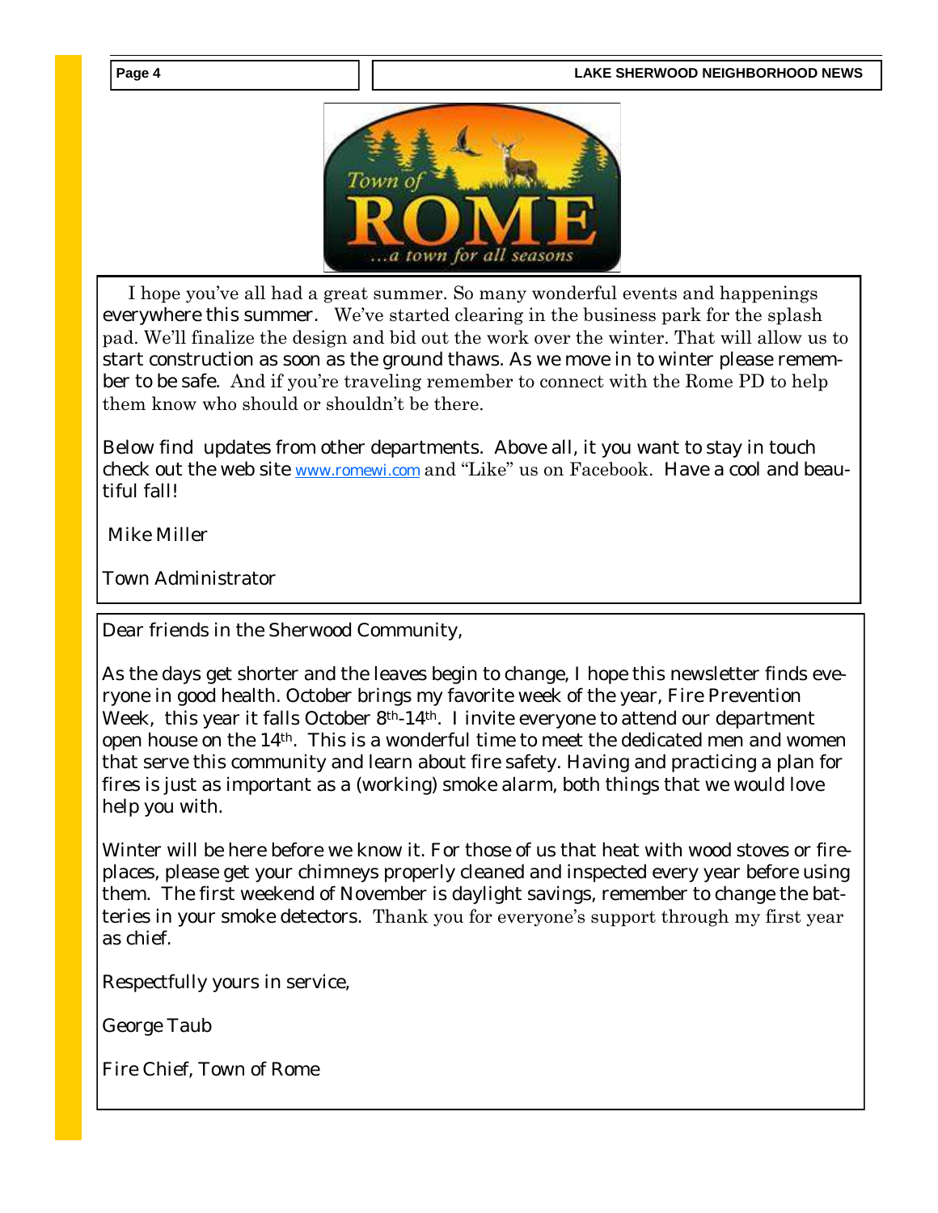I hope you've all had a great summer. So many wonderful events and happenings everywhere this summer. We've started clearing in the business park for the splash pad. We'll finalize the design and bid out the work over the winter. That will allow us to start construction as soon as the ground thaws. As we move in to winter please remember to be safe. And if you're traveling remember to connect with the Rome PD to help them know who should or shouldn't be there.

Below find updates from other departments. Above all, it you want to stay in touch check out the web site www.romewi.com and "Like" us on Facebook. Have a cool and beautiful fall!

Mike Miller

Town Administrator

---

Dear friends in the Sherwood Community,

As the days get shorter and the leaves begin to change, I hope this newsletter finds everyone in good health. October brings my favorite week of the year, Fire Prevention Week, this year it falls October 8th-14th. I invite everyone to attend our department open house on the 14th. This is a wonderful time to meet the dedicated men and women that serve this community and learn about fire safety. Having and practicing a plan for fires is just as important as a (working) smoke alarm, both things that we would love help you with.

Winter will be here before we know it. For those of us that heat with wood stoves or fireplaces, please get your chimneys properly cleaned and inspected every year before using them. The first weekend of November is daylight savings, remember to change the batteries in your smoke detectors. Thank you for everyone's support through my first year as chief.

Respectfully yours in service,

George Taub

Fire Chief, Town of Rome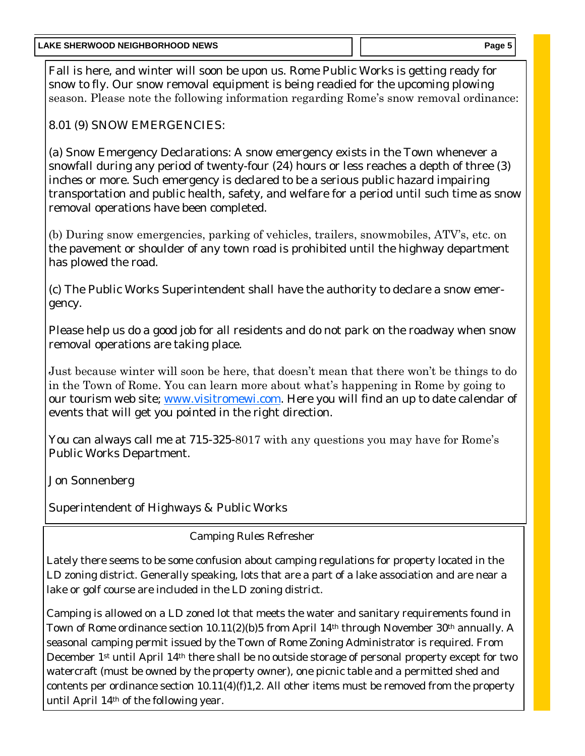Fall is here, and winter will soon be upon us. Rome Public Works is getting ready for snow to fly. Our snow removal equipment is being readied for the upcoming plowing season. Please note the following information regarding Rome's snow removal ordinance:

8.01 (9) SNOW EMERGENCIES:

(a) Snow Emergency Declarations: A snow emergency exists in the Town whenever a snowfall during any period of twenty-four (24) hours or less reaches a depth of three (3) inches or more. Such emergency is declared to be a serious public hazard impairing transportation and public health, safety, and welfare for a period until such time as snow removal operations have been completed.

(b) During snow emergencies, parking of vehicles, trailers, snowmobiles, ATV's, etc. on the pavement or shoulder of any town road is prohibited until the highway department has plowed the road.

(c) The Public Works Superintendent shall have the authority to declare a snow emergency.

Please help us do a good job for all residents and do not park on the roadway when snow removal operations are taking place.

Just because winter will soon be here, that doesn't mean that there won't be things to do in the Town of Rome. You can learn more about what's happening in Rome by going to our tourism web site; www.visitromewi.com. Here you will find an up to date calendar of events that will get you pointed in the right direction.

You can always call me at 715-325-8017 with any questions you may have for Rome's Public Works Department.

Jon Sonnenberg

Superintendent of Highways & Public Works

## Camping Rules Refresher

Lately there seems to be some confusion about camping regulations for property located in the LD zoning district. Generally speaking, lots that are a part of a lake association and are near a lake or golf course are included in the LD zoning district.

Camping is allowed on a LD zoned lot that meets the water and sanitary requirements found in Town of Rome ordinance section 10.11(2)(b)5 from April 14th through November 30th annually. A seasonal camping permit issued by the Town of Rome Zoning Administrator is required. From December 1st until April 14th there shall be no outside storage of personal property except for two watercraft (must be owned by the property owner), one picnic table and a permitted shed and contents per ordinance section 10.11(4)(f)1,2. All other items must be removed from the property until April 14th of the following year.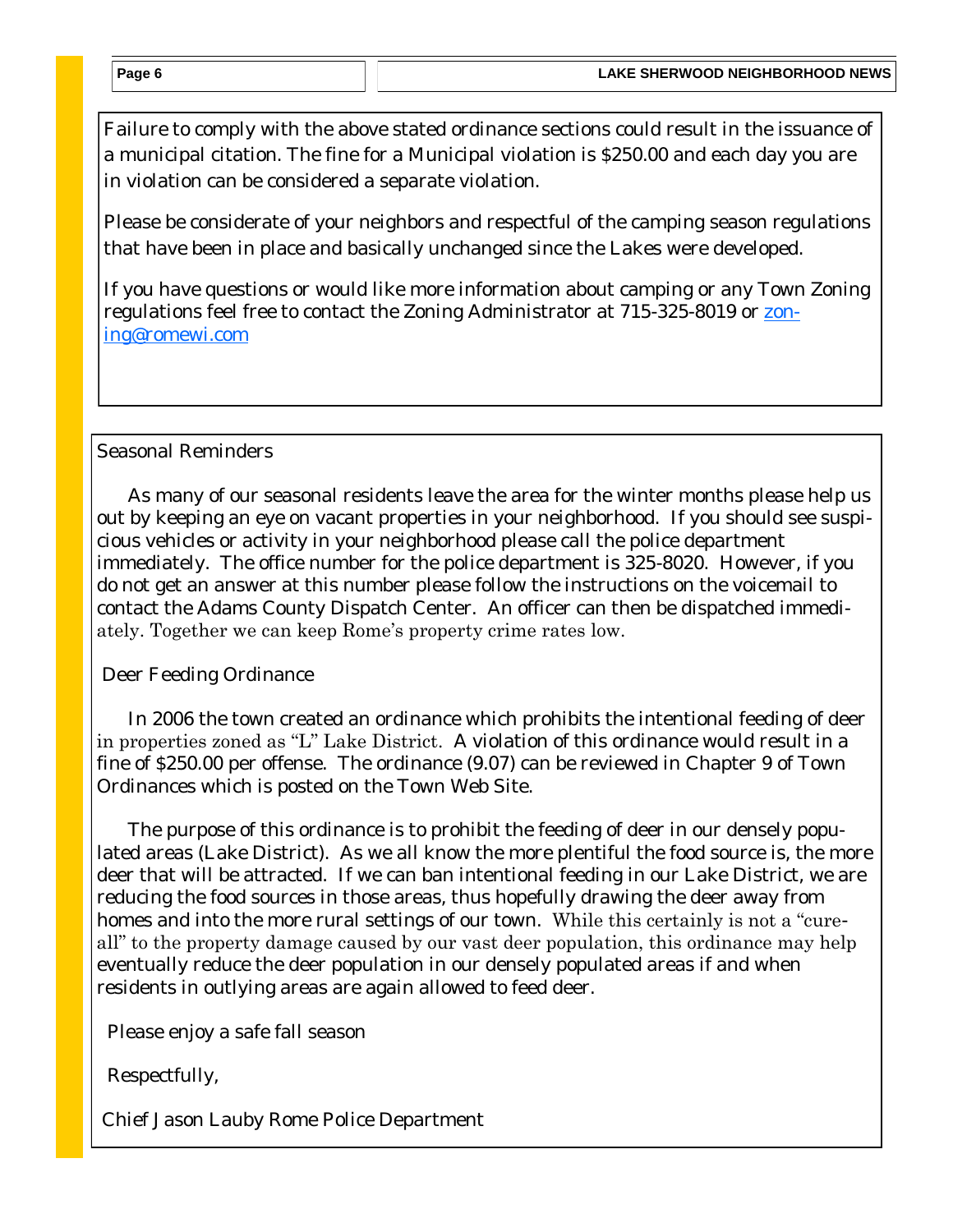Failure to comply with the above stated ordinance sections could result in the issuance of a municipal citation. The fine for a Municipal violation is $250.00 and each day you are in violation can be considered a separate violation.

Please be considerate of your neighbors and respectful of the camping season regulations that have been in place and basically unchanged since the Lakes were developed.

If you have questions or would like more information about camping or any Town Zoning regulations feel free to contact the Zoning Administrator at 715-325-8019 or zoning@romewi.com

## Seasonal Reminders

As many of our seasonal residents leave the area for the winter months please help us out by keeping an eye on vacant properties in your neighborhood. If you should see suspicious vehicles or activity in your neighborhood please call the police department immediately. The office number for the police department is 325-8020. However, if you do not get an answer at this number please follow the instructions on the voicemail to contact the Adams County Dispatch Center. An officer can then be dispatched immediately. Together we can keep Rome's property crime rates low.

## Deer Feeding Ordinance

In 2006 the town created an ordinance which prohibits the intentional feeding of deer in properties zoned as "L" Lake District. A violation of this ordinance would result in a fine of $250.00 per offense. The ordinance (9.07) can be reviewed in Chapter 9 of Town Ordinances which is posted on the Town Web Site.

The purpose of this ordinance is to prohibit the feeding of deer in our densely populated areas (Lake District). As we all know the more plentiful the food source is, the more deer that will be attracted. If we can ban intentional feeding in our Lake District, we are reducing the food sources in those areas, thus hopefully drawing the deer away from homes and into the more rural settings of our town. While this certainly is not a "cure-all" to the property damage caused by our vast deer population, this ordinance may help eventually reduce the deer population in our densely populated areas if and when residents in outlying areas are again allowed to feed deer.

Please enjoy a safe fall season

Respectfully,

Chief Jason Lauby Rome Police Department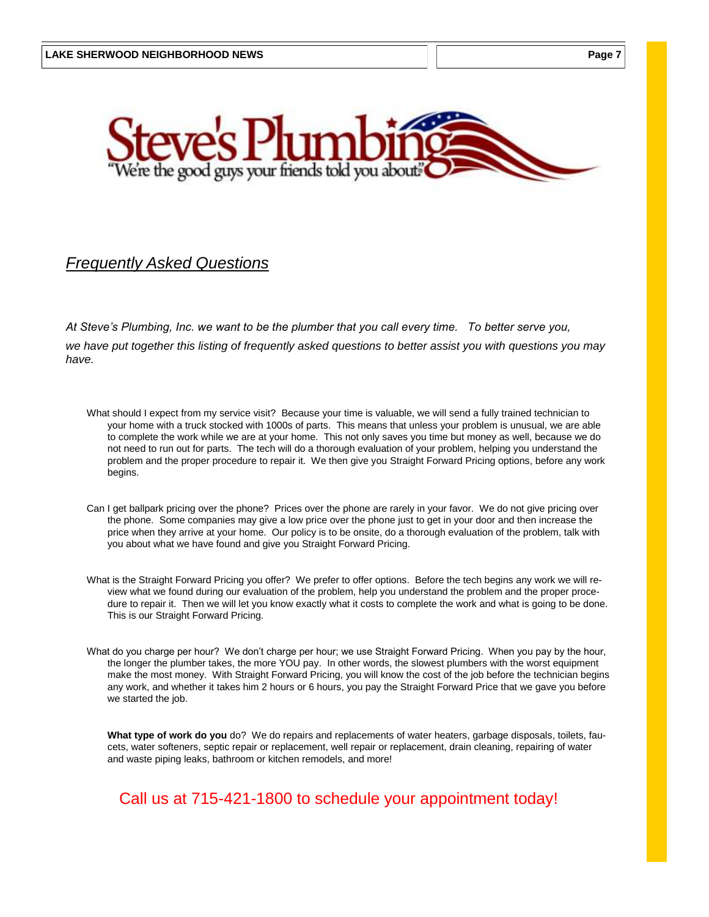# Steve's Plumbing

"We're the good guys your friends told you about"

## *Frequently Asked Questions*

*At Steve's Plumbing, Inc. we want to be the plumber that you call every time. To better serve you, we have put together this listing of frequently asked questions to better assist you with questions you may have.*

What should I expect from my service visit? Because your time is valuable, we will send a fully trained technician to your home with a truck stocked with 1000s of parts. This means that unless your problem is unusual, we are able to complete the work while we are at your home. This not only saves you time but money as well, because we do not need to run out for parts. The tech will do a thorough evaluation of your problem, helping you understand the problem and the proper procedure to repair it. We then give you Straight Forward Pricing options, before any work begins.

Can I get ballpark pricing over the phone? Prices over the phone are rarely in your favor. We do not give pricing over the phone. Some companies may give a low price over the phone just to get in your door and then increase the price when they arrive at your home. Our policy is to be onsite, do a thorough evaluation of the problem, talk with you about what we have found and give you Straight Forward Pricing.

What is the Straight Forward Pricing you offer? We prefer to offer options. Before the tech begins any work we will review what we found during our evaluation of the problem, help you understand the problem and the proper procedure to repair it. Then we will let you know exactly what it costs to complete the work and what is going to be done. This is our Straight Forward Pricing.

What do you charge per hour? We don't charge per hour; we use Straight Forward Pricing. When you pay by the hour, the longer the plumber takes, the more YOU pay. In other words, the slowest plumbers with the worst equipment make the most money. With Straight Forward Pricing, you will know the cost of the job before the technician begins any work, and whether it takes him 2 hours or 6 hours, you pay the Straight Forward Price that we gave you before we started the job.

**What type of work do you** do? We do repairs and replacements of water heaters, garbage disposals, toilets, faucets, water softeners, septic repair or replacement, well repair or replacement, drain cleaning, repairing of water and waste piping leaks, bathroom or kitchen remodels, and more!

Call us at 715-421-1800 to schedule your appointment today!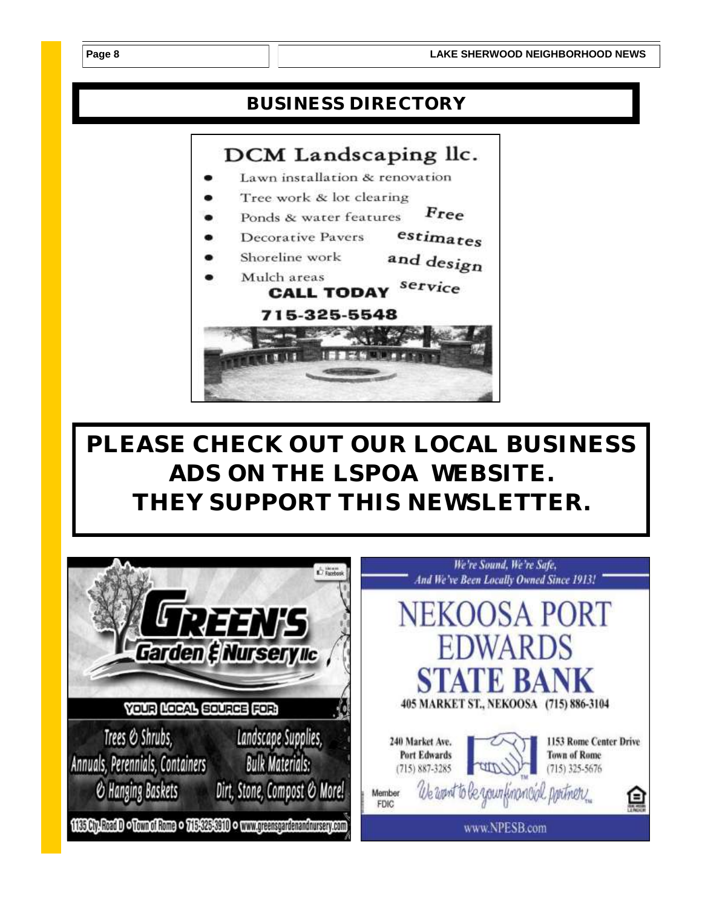# BUSINESS DIRECTORY

## DCM Landscaping llc.

- Lawn installation & renovation
- Tree work & lot clearing
- Ponds & water features
- Decorative Pavers
- Shoreline work
- Mulch areas

Free estimates and design service

**CALL TODAY**

**715-325-5548**

## PLEASE CHECK OUT OUR LOCAL BUSINESS ADS ON THE LSPOA WEBSITE. THEY SUPPORT THIS NEWSLETTER.

## GREEN'S Garden & Nursery llc

**YOUR LOCAL SOURCE FOR:**

Trees & Shrubs, Annuals, Perennials, Containers & Hanging Baskets

Landscape Supplies, Bulk Materials: Dirt, Stone, Compost & More!

1135 Cty. Road D • Town of Rome • 715-325-3910 • www.greensgardenandnursery.com

*We're Sound, We're Safe, And We've Been Locally Owned Since 1913!*

## NEKOOSA PORT EDWARDS STATE BANK

405 MARKET ST., NEKOOSA (715) 886-3104

240 Market Ave.
Port Edwards
(715) 887-3285

1153 Rome Center Drive
Town of Rome
(715) 325-5676

*We want to be your financial partner.*

Member FDIC

www.NPESB.com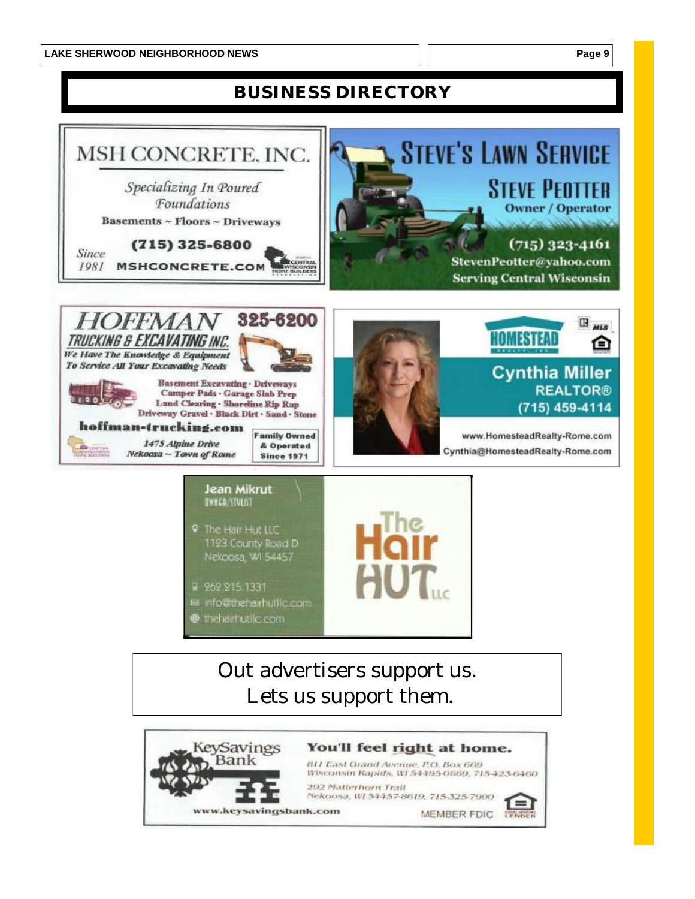# BUSINESS DIRECTORY

**MSH CONCRETE, INC.**

*Specializing In Poured Foundations*

Basements ~ Floors ~ Driveways

(715) 325-6800

*Since 1981*

MSHCONCRETE.COM

CENTRAL WISCONSIN HOME BUILDERS

---

**STEVE'S LAWN SERVICE**

**STEVE PEOTTER**

Owner / Operator

(715) 323-4161

StevenPeotter@yahoo.com

Serving Central Wisconsin

---

**HOFFMAN TRUCKING & EXCAVATING INC.** 325-6200

*We Have The Knowledge & Equipment To Service All Your Excavating Needs*

Basement Excavating · Driveways
Camper Pads · Garage Slab Prep
Land Clearing · Shoreline Rip Rap
Driveway Gravel · Black Dirt · Sand · Stone

hoffman-trucking.com

*1475 Alpine Drive*
*Nekoosa ~ Town of Rome*

Family Owned & Operated Since 1971

---

**HOMESTEAD REALTY, INC.**

**Cynthia Miller**

REALTOR®

(715) 459-4114

www.HomesteadRealty-Rome.com

Cynthia@HomesteadRealty-Rome.com

---

**Jean Mikrut**

OWNER/STYLIST

The Hair Hut LLC
1123 County Road D
Nekoosa, WI 54457

262.215.1331

info@thehairhutllc.com

thehairhutllc.com

**The Hair HUT LLC**

---

Out advertisers support us.
Lets us support them.

---

**KeySavings Bank**

**You'll feel right at home.**

*811 East Grand Avenue, P.O. Box 669*
*Wisconsin Rapids, WI 54495-0669, 715-423-6460*

*292 Matterhorn Trail*
*Nekoosa, WI 54457-8619, 715-325-7900*

www.keysavingsbank.com

MEMBER FDIC

EQUAL HOUSING LENDER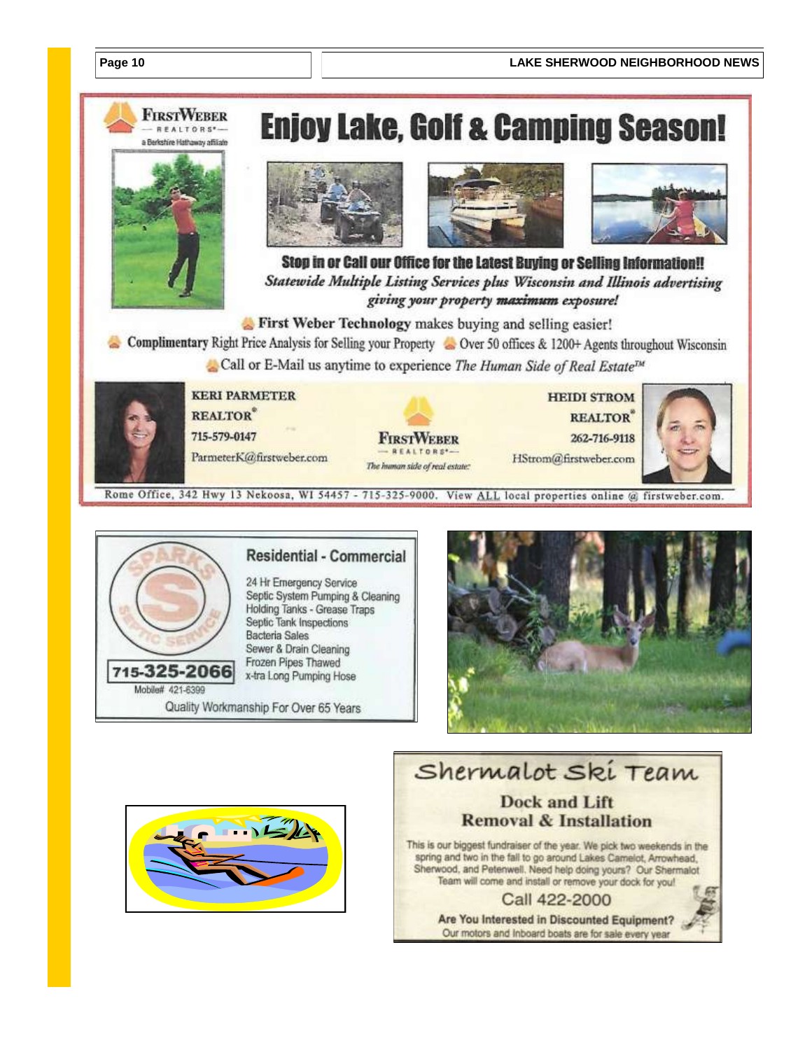**FIRST WEBER REALTORS®** — a Berkshire Hathaway affiliate

# Enjoy Lake, Golf & Camping Season!

**Stop in or Call our Office for the Latest Buying or Selling Information!!**

*Statewide Multiple Listing Services plus Wisconsin and Illinois advertising giving your property **maximum** exposure!*

**First Weber Technology** makes buying and selling easier!

**Complimentary** Right Price Analysis for Selling your Property

Over 50 offices & 1200+ Agents throughout Wisconsin

Call or E-Mail us anytime to experience *The Human Side of Real Estate™*

**KERI PARMETER**
**REALTOR®**
715-579-0147
ParmeterK@firstweber.com

**FIRST WEBER REALTORS®**
*The human side of real estate.*

**HEIDI STROM**
**REALTOR®**
262-716-9118
HStrom@firstweber.com

Rome Office, 342 Hwy 13 Nekoosa, WI 54457 - 715-325-9000. View ALL local properties online @ firstweber.com.

---

**SPARKS SEPTIC SERVICE**

## Residential - Commercial

- 24 Hr Emergency Service
- Septic System Pumping & Cleaning
- Holding Tanks - Grease Traps
- Septic Tank Inspections
- Bacteria Sales
- Sewer & Drain Cleaning
- Frozen Pipes Thawed
- x-tra Long Pumping Hose

**715-325-2066**
Mobile# 421-6399

Quality Workmanship For Over 65 Years

---

# Shermalot Ski Team

## Dock and Lift Removal & Installation

This is our biggest fundraiser of the year. We pick two weekends in the spring and two in the fall to go around Lakes Camelot, Arrowhead, Sherwood, and Petenwell. Need help doing yours? Our Shermalot Team will come and install or remove your dock for you!

Call 422-2000

**Are You Interested in Discounted Equipment?**
Our motors and Inboard boats are for sale every year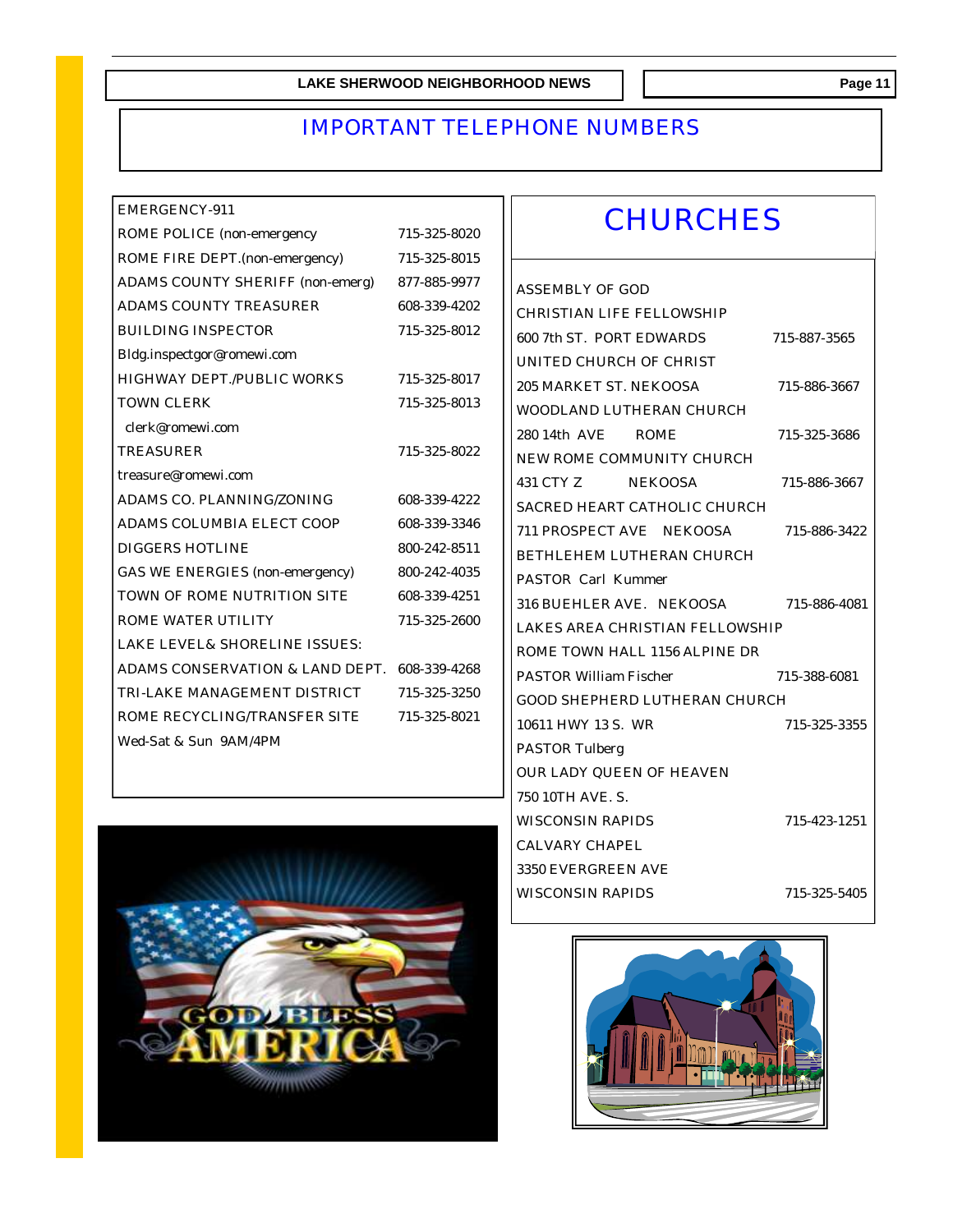# IMPORTANT TELEPHONE NUMBERS

| | |
|---|---|
| EMERGENCY-911 | |
| ROME POLICE (non-emergency | 715-325-8020 |
| ROME FIRE DEPT.(non-emergency) | 715-325-8015 |
| ADAMS COUNTY SHERIFF (non-emerg) | 877-885-9977 |
| ADAMS COUNTY TREASURER | 608-339-4202 |
| BUILDING INSPECTOR | 715-325-8012 |
| Bldg.inspectgor@romewi.com | |
| HIGHWAY DEPT./PUBLIC WORKS | 715-325-8017 |
| TOWN CLERK | 715-325-8013 |
| clerk@romewi.com | |
| TREASURER | 715-325-8022 |
| treasure@romewi.com | |
| ADAMS CO. PLANNING/ZONING | 608-339-4222 |
| ADAMS COLUMBIA ELECT COOP | 608-339-3346 |
| DIGGERS HOTLINE | 800-242-8511 |
| GAS WE ENERGIES (non-emergency) | 800-242-4035 |
| TOWN OF ROME NUTRITION SITE | 608-339-4251 |
| ROME WATER UTILITY | 715-325-2600 |
| LAKE LEVEL& SHORELINE ISSUES: | |
| ADAMS CONSERVATION & LAND DEPT. | 608-339-4268 |
| TRI-LAKE MANAGEMENT DISTRICT | 715-325-3250 |
| ROME RECYCLING/TRANSFER SITE | 715-325-8021 |
| Wed-Sat & Sun 9AM/4PM | |

## CHURCHES

ASSEMBLY OF GOD

CHRISTIAN LIFE FELLOWSHIP
600 7th ST. PORT EDWARDS 715-887-3565

UNITED CHURCH OF CHRIST
205 MARKET ST. NEKOOSA 715-886-3667

WOODLAND LUTHERAN CHURCH
280 14th AVE ROME 715-325-3686

NEW ROME COMMUNITY CHURCH
431 CTY Z NEKOOSA 715-886-3667

SACRED HEART CATHOLIC CHURCH
711 PROSPECT AVE NEKOOSA 715-886-3422

BETHLEHEM LUTHERAN CHURCH
PASTOR Carl Kummer
316 BUEHLER AVE. NEKOOSA 715-886-4081

LAKES AREA CHRISTIAN FELLOWSHIP
ROME TOWN HALL 1156 ALPINE DR
PASTOR William Fischer 715-388-6081

GOOD SHEPHERD LUTHERAN CHURCH
10611 HWY 13 S. WR 715-325-3355
PASTOR Tulberg

OUR LADY QUEEN OF HEAVEN
750 10TH AVE. S.
WISCONSIN RAPIDS 715-423-1251

CALVARY CHAPEL
3350 EVERGREEN AVE
WISCONSIN RAPIDS 715-325-5405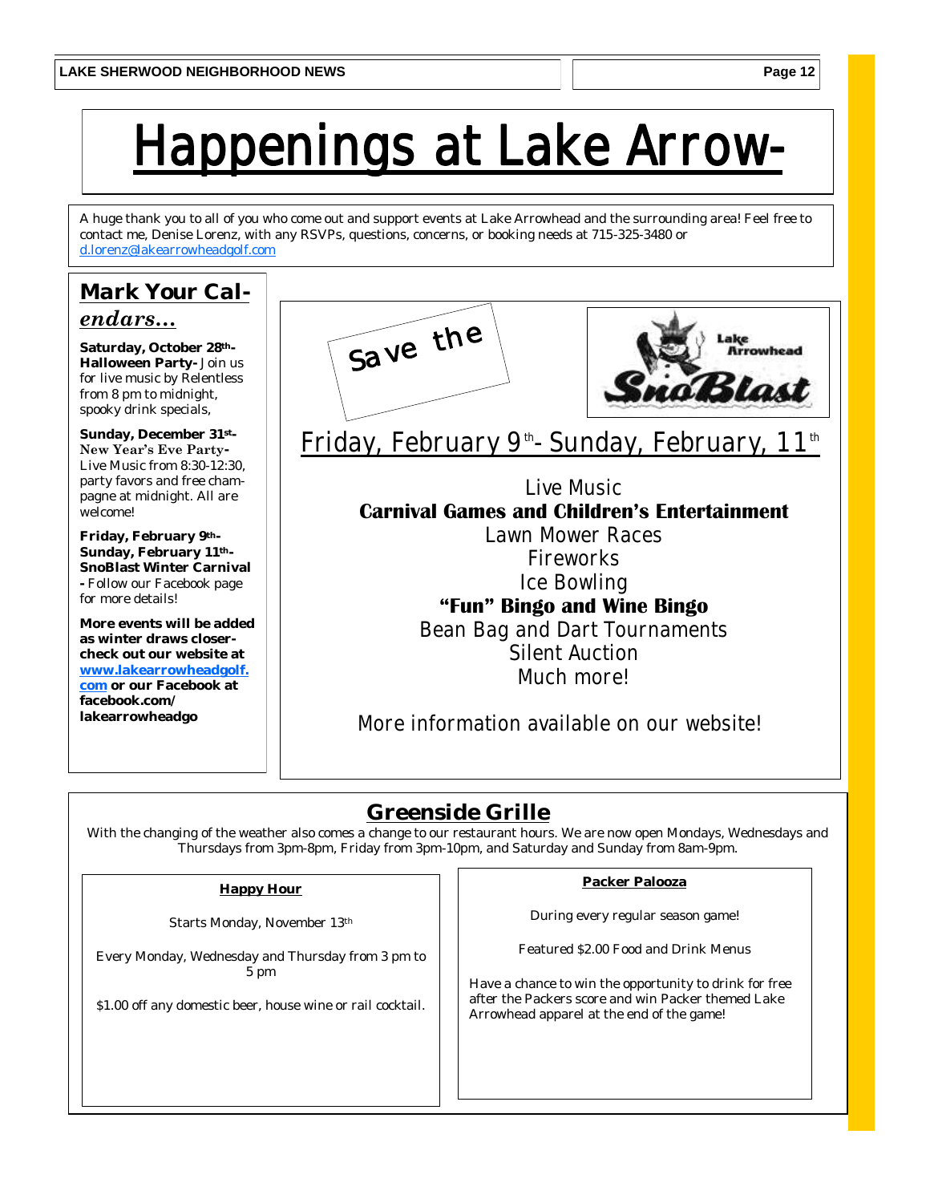# Happenings at Lake Arrow-

A huge thank you to all of you who come out and support events at Lake Arrowhead and the surrounding area! Feel free to contact me, Denise Lorenz, with any RSVPs, questions, concerns, or booking needs at 715-325-3480 or d.lorenz@lakearrowheadgolf.com

## Mark Your Calendars...

**Saturday, October 28th- Halloween Party-** Join us for live music by Relentless from 8 pm to midnight, spooky drink specials,

**Sunday, December 31st- New Year's Eve Party-** Live Music from 8:30-12:30, party favors and free champagne at midnight. All are welcome!

**Friday, February 9th- Sunday, February 11th- SnoBlast Winter Carnival -** Follow our Facebook page for more details!

**More events will be added as winter draws closer- check out our website at www.lakearrowheadgolf.com or our Facebook at facebook.com/lakearrowheadgo**

Save the

Lake Arrowhead SnoBlast

Friday, February 9th- Sunday, February, 11th

Live Music
**Carnival Games and Children's Entertainment**
Lawn Mower Races
Fireworks
Ice Bowling
**"Fun" Bingo and Wine Bingo**
Bean Bag and Dart Tournaments
Silent Auction
Much more!

More information available on our website!

## Greenside Grille

With the changing of the weather also comes a change to our restaurant hours. We are now open Mondays, Wednesdays and Thursdays from 3pm-8pm, Friday from 3pm-10pm, and Saturday and Sunday from 8am-9pm.

**Happy Hour**

Starts Monday, November 13th

Every Monday, Wednesday and Thursday from 3 pm to 5 pm

$1.00 off any domestic beer, house wine or rail cocktail.

**Packer Palooza**

During every regular season game!

Featured $2.00 Food and Drink Menus

Have a chance to win the opportunity to drink for free after the Packers score and win Packer themed Lake Arrowhead apparel at the end of the game!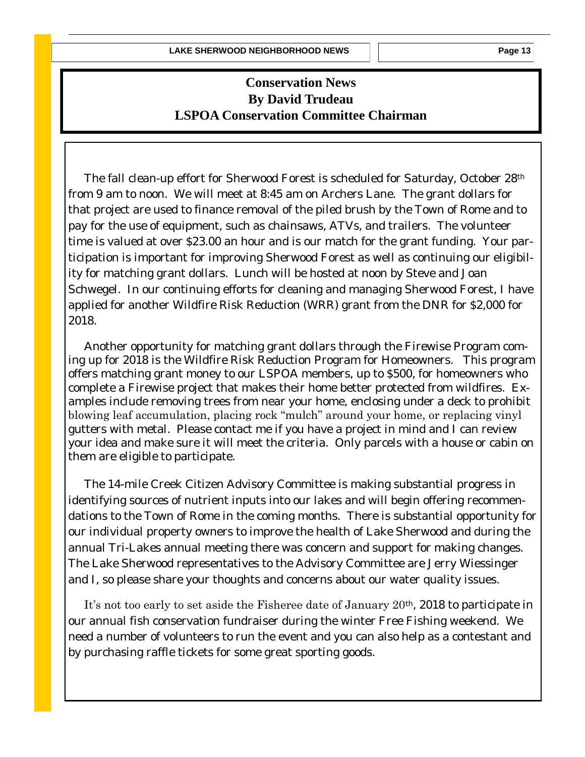## Conservation News
**By David Trudeau**
**LSPOA Conservation Committee Chairman**

The fall clean-up effort for Sherwood Forest is scheduled for Saturday, October 28th from 9 am to noon. We will meet at 8:45 am on Archers Lane. The grant dollars for that project are used to finance removal of the piled brush by the Town of Rome and to pay for the use of equipment, such as chainsaws, ATVs, and trailers. The volunteer time is valued at over $23.00 an hour and is our match for the grant funding. Your participation is important for improving Sherwood Forest as well as continuing our eligibility for matching grant dollars. Lunch will be hosted at noon by Steve and Joan Schwegel. In our continuing efforts for cleaning and managing Sherwood Forest, I have applied for another Wildfire Risk Reduction (WRR) grant from the DNR for $2,000 for 2018.

Another opportunity for matching grant dollars through the Firewise Program coming up for 2018 is the Wildfire Risk Reduction Program for Homeowners. This program offers matching grant money to our LSPOA members, up to $500, for homeowners who complete a Firewise project that makes their home better protected from wildfires. Examples include removing trees from near your home, enclosing under a deck to prohibit blowing leaf accumulation, placing rock "mulch" around your home, or replacing vinyl gutters with metal. Please contact me if you have a project in mind and I can review your idea and make sure it will meet the criteria. Only parcels with a house or cabin on them are eligible to participate.

The 14-mile Creek Citizen Advisory Committee is making substantial progress in identifying sources of nutrient inputs into our lakes and will begin offering recommendations to the Town of Rome in the coming months. There is substantial opportunity for our individual property owners to improve the health of Lake Sherwood and during the annual Tri-Lakes annual meeting there was concern and support for making changes. The Lake Sherwood representatives to the Advisory Committee are Jerry Wiessinger and I, so please share your thoughts and concerns about our water quality issues.

It's not too early to set aside the Fisheree date of January 20th, 2018 to participate in our annual fish conservation fundraiser during the winter Free Fishing weekend. We need a number of volunteers to run the event and you can also help as a contestant and by purchasing raffle tickets for some great sporting goods.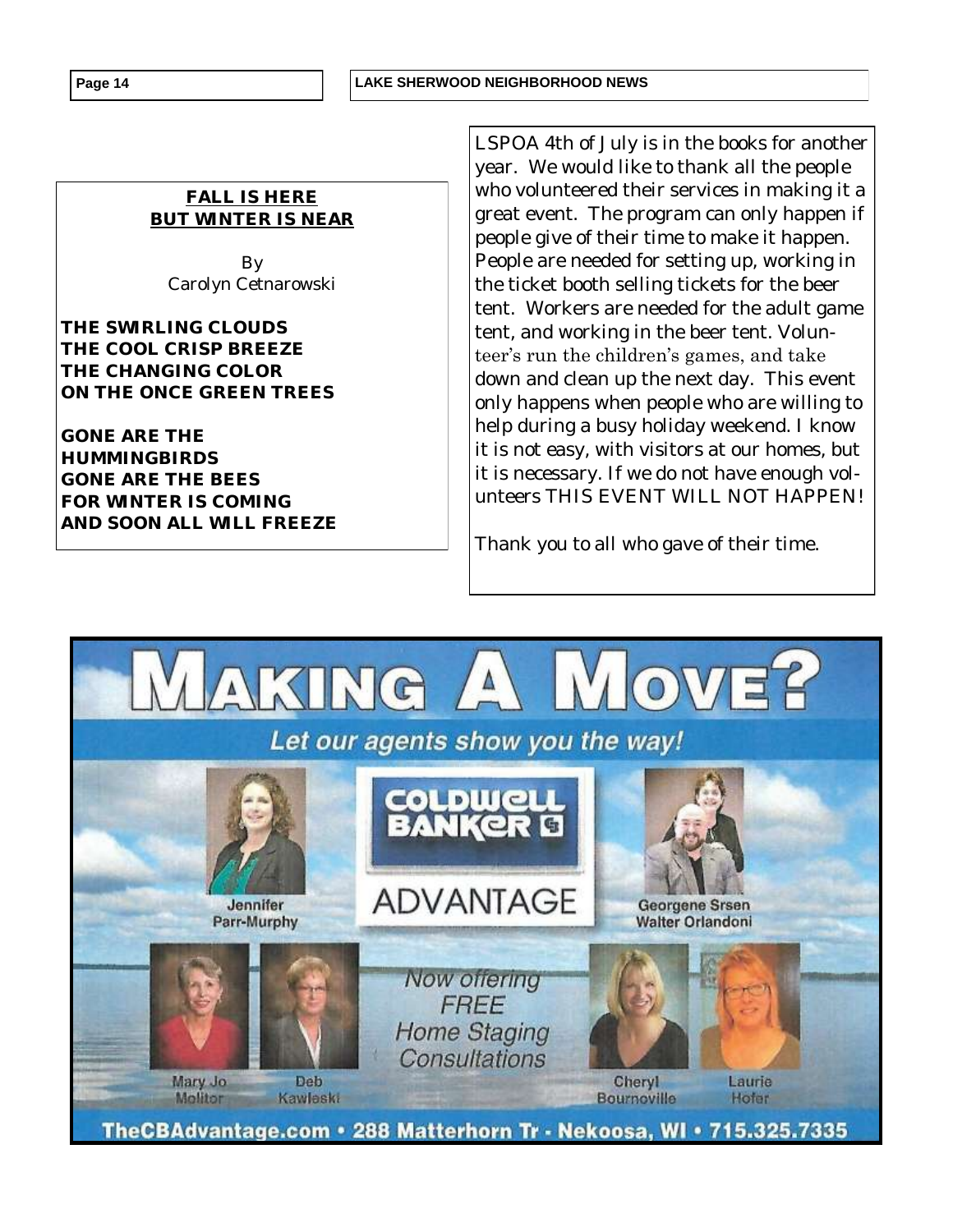**FALL IS HERE**
**BUT WINTER IS NEAR**

By
Carolyn Cetnarowski

**THE SWIRLING CLOUDS**
**THE COOL CRISP BREEZE**
**THE CHANGING COLOR**
**ON THE ONCE GREEN TREES**

**GONE ARE THE**
**HUMMINGBIRDS**
**GONE ARE THE BEES**
**FOR WINTER IS COMING**
**AND SOON ALL WILL FREEZE**

LSPOA 4th of July is in the books for another year. We would like to thank all the people who volunteered their services in making it a great event. The program can only happen if people give of their time to make it happen. People are needed for setting up, working in the ticket booth selling tickets for the beer tent. Workers are needed for the adult game tent, and working in the beer tent. Volunteer's run the children's games, and take down and clean up the next day. This event only happens when people who are willing to help during a busy holiday weekend. I know it is not easy, with visitors at our homes, but it is necessary. If we do not have enough volunteers THIS EVENT WILL NOT HAPPEN!

Thank you to all who gave of their time.

# MAKING A MOVE?

*Let our agents show you the way!*

**COLDWELL BANKER ADVANTAGE**

Jennifer Parr-Murphy

Georgene Srsen
Walter Orlandoni

*Now offering FREE Home Staging Consultations*

Mary Jo Molitor

Deb Kawleski

Cheryl Bournoville

Laurie Hofer

**TheCBAdvantage.com • 288 Matterhorn Tr - Nekoosa, WI • 715.325.7335**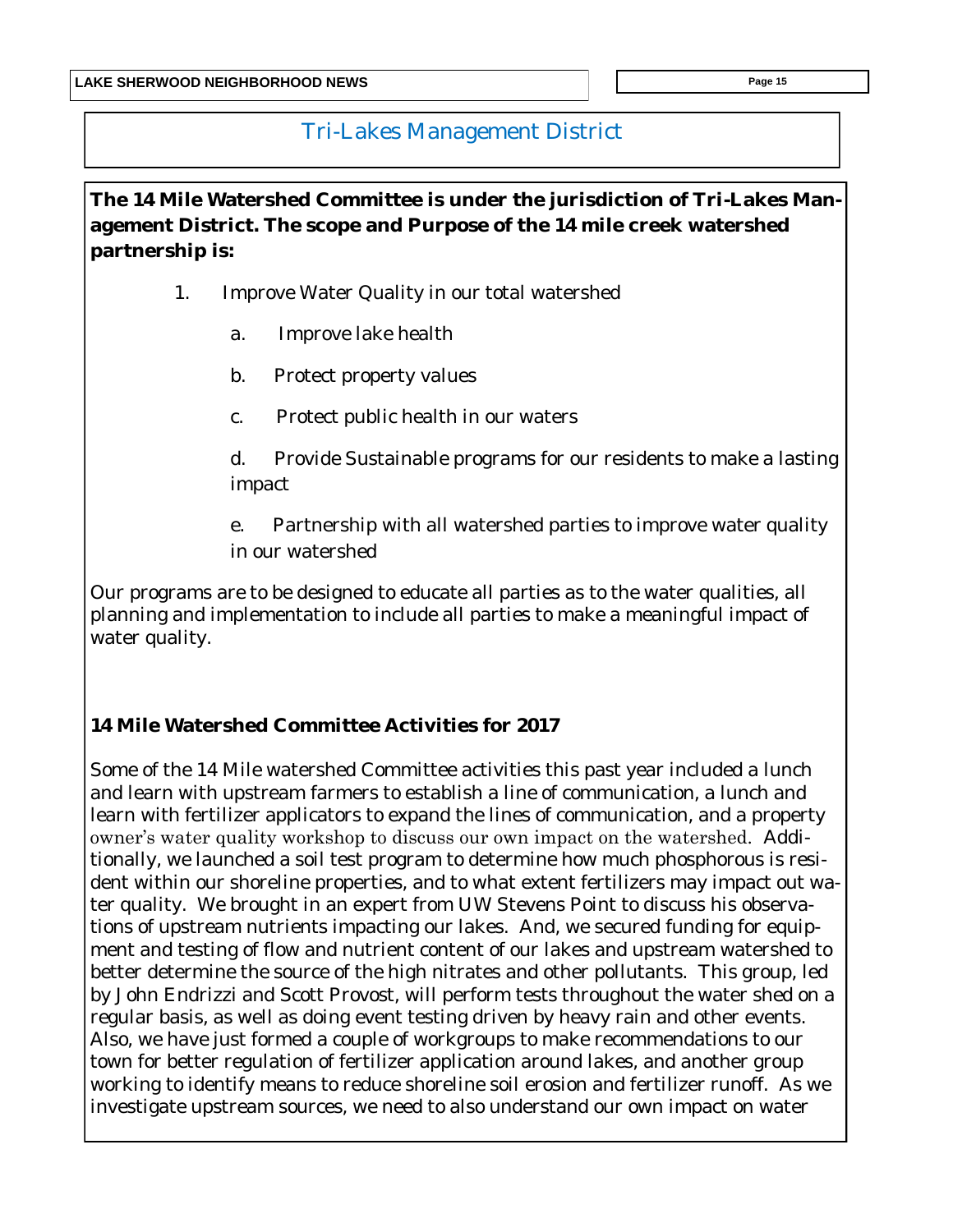## Tri-Lakes Management District

**The 14 Mile Watershed Committee is under the jurisdiction of Tri-Lakes Management District. The scope and Purpose of the 14 mile creek watershed partnership is:**

1. Improve Water Quality in our total watershed
   - a. Improve lake health
   - b. Protect property values
   - c. Protect public health in our waters
   - d. Provide Sustainable programs for our residents to make a lasting impact
   - e. Partnership with all watershed parties to improve water quality in our watershed

Our programs are to be designed to educate all parties as to the water qualities, all planning and implementation to include all parties to make a meaningful impact of water quality.

**14 Mile Watershed Committee Activities for 2017**

Some of the 14 Mile watershed Committee activities this past year included a lunch and learn with upstream farmers to establish a line of communication, a lunch and learn with fertilizer applicators to expand the lines of communication, and a property owner's water quality workshop to discuss our own impact on the watershed. Additionally, we launched a soil test program to determine how much phosphorous is resident within our shoreline properties, and to what extent fertilizers may impact out water quality. We brought in an expert from UW Stevens Point to discuss his observations of upstream nutrients impacting our lakes. And, we secured funding for equipment and testing of flow and nutrient content of our lakes and upstream watershed to better determine the source of the high nitrates and other pollutants. This group, led by John Endrizzi and Scott Provost, will perform tests throughout the water shed on a regular basis, as well as doing event testing driven by heavy rain and other events. Also, we have just formed a couple of workgroups to make recommendations to our town for better regulation of fertilizer application around lakes, and another group working to identify means to reduce shoreline soil erosion and fertilizer runoff. As we investigate upstream sources, we need to also understand our own impact on water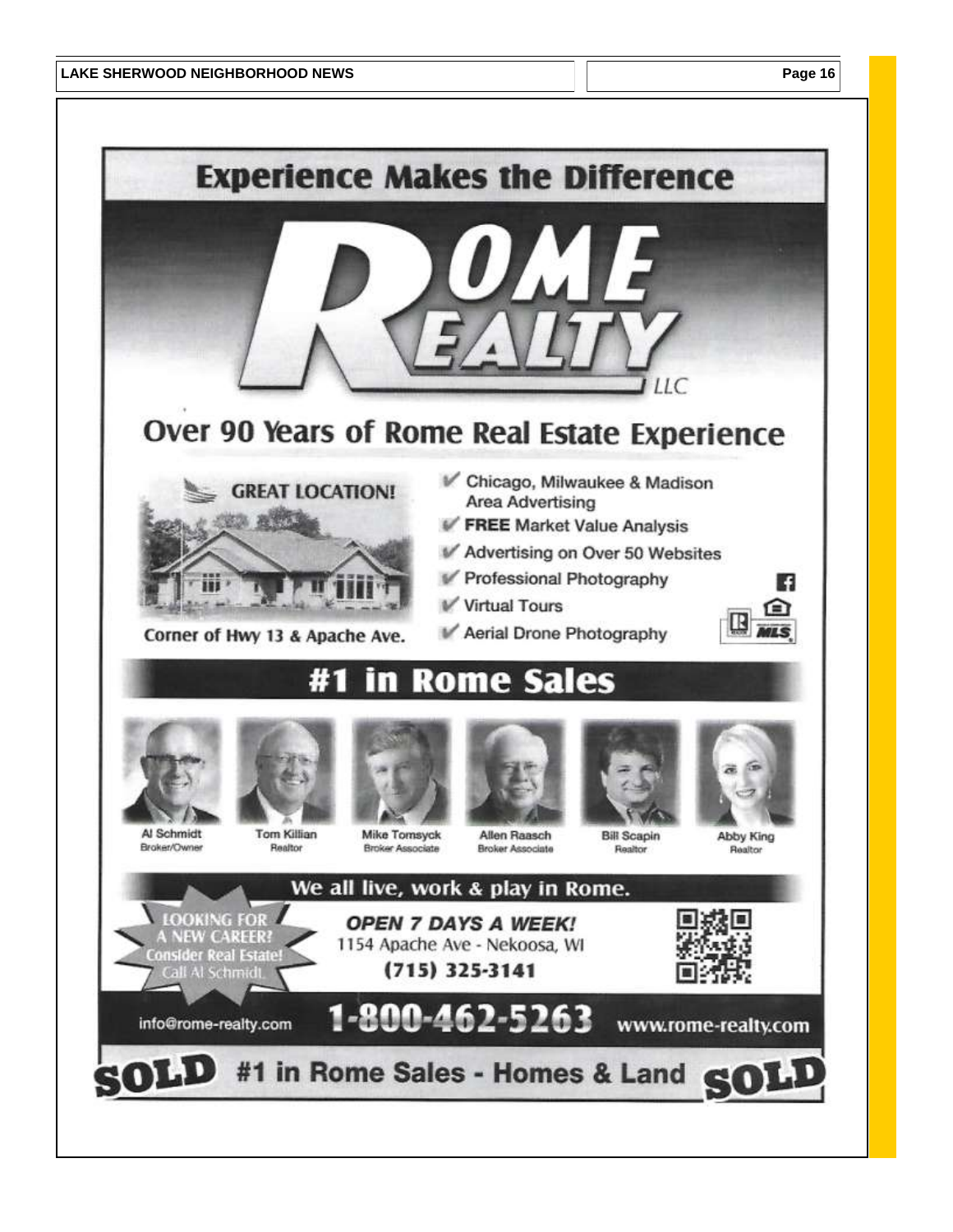# Experience Makes the Difference

## ROME REALTY LLC

## Over 90 Years of Rome Real Estate Experience

**GREAT LOCATION!**

Corner of Hwy 13 & Apache Ave.

- Chicago, Milwaukee & Madison Area Advertising
- **FREE** Market Value Analysis
- Advertising on Over 50 Websites
- Professional Photography
- Virtual Tours
- Aerial Drone Photography

## #1 in Rome Sales

| Al Schmidt | Tom Killian | Mike Tomsyck | Allen Raasch | Bill Scapin | Abby King |
|---|---|---|---|---|---|
| Broker/Owner | Realtor | Broker Associate | Broker Associate | Realtor | Realtor |

**We all live, work & play in Rome.**

LOOKING FOR A NEW CAREER? Consider Real Estate! Call Al Schmidt.

***OPEN 7 DAYS A WEEK!***

1154 Apache Ave - Nekoosa, WI

**(715) 325-3141**

info@rome-realty.com

**1-800-462-5263**

**www.rome-realty.com**

**SOLD #1 in Rome Sales - Homes & Land SOLD**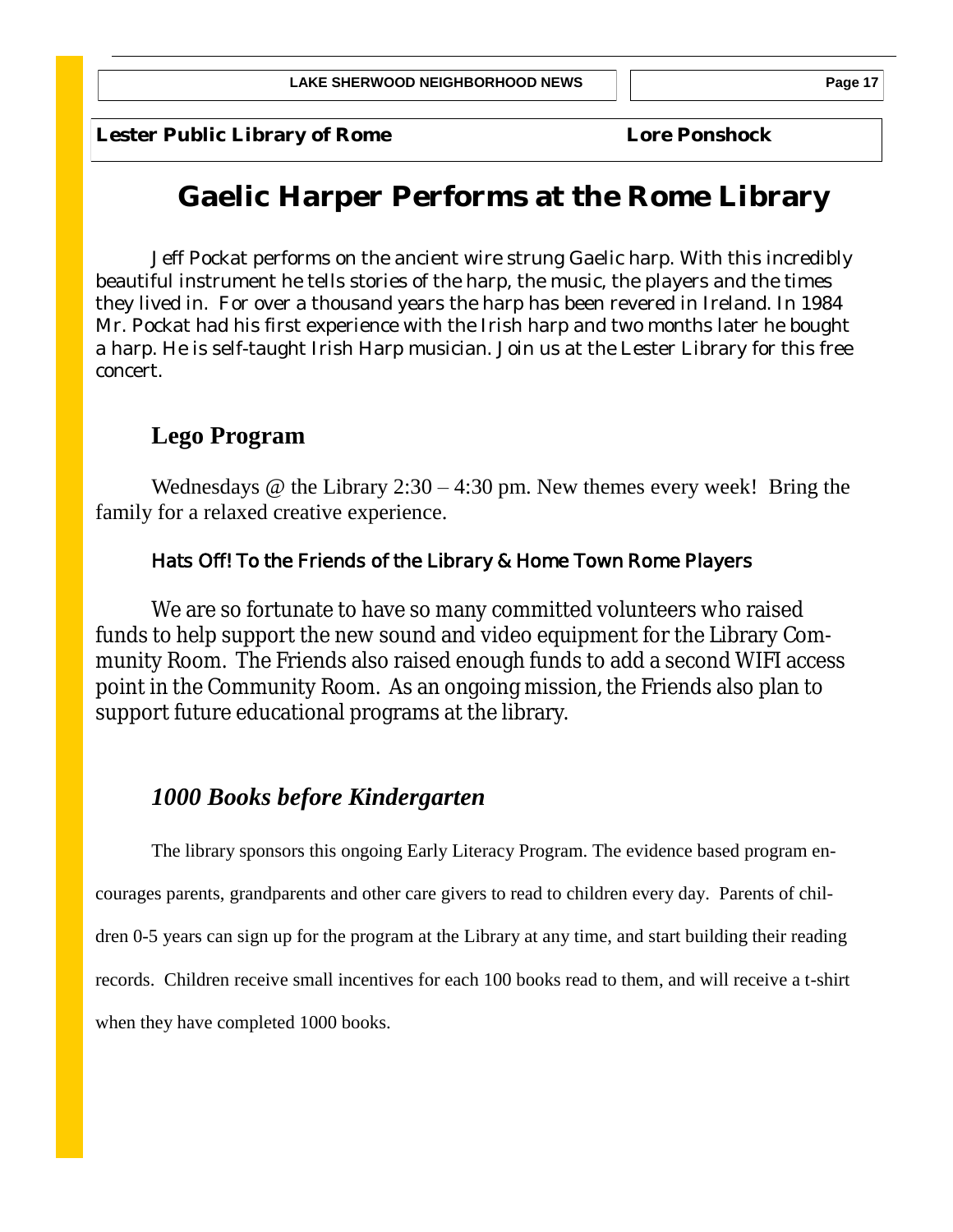**Lester Public Library of Rome** **Lore Ponshock**

# Gaelic Harper Performs at the Rome Library

Jeff Pockat performs on the ancient wire strung Gaelic harp. With this incredibly beautiful instrument he tells stories of the harp, the music, the players and the times they lived in. For over a thousand years the harp has been revered in Ireland. In 1984 Mr. Pockat had his first experience with the Irish harp and two months later he bought a harp. He is self-taught Irish Harp musician. Join us at the Lester Library for this free concert.

## Lego Program

Wednesdays @ the Library 2:30 – 4:30 pm. New themes every week! Bring the family for a relaxed creative experience.

### Hats Off! To the Friends of the Library & Home Town Rome Players

We are so fortunate to have so many committed volunteers who raised funds to help support the new sound and video equipment for the Library Community Room. The Friends also raised enough funds to add a second WIFI access point in the Community Room. As an ongoing mission, the Friends also plan to support future educational programs at the library.

## *1000 Books before Kindergarten*

The library sponsors this ongoing Early Literacy Program. The evidence based program encourages parents, grandparents and other care givers to read to children every day. Parents of children 0-5 years can sign up for the program at the Library at any time, and start building their reading records. Children receive small incentives for each 100 books read to them, and will receive a t-shirt when they have completed 1000 books.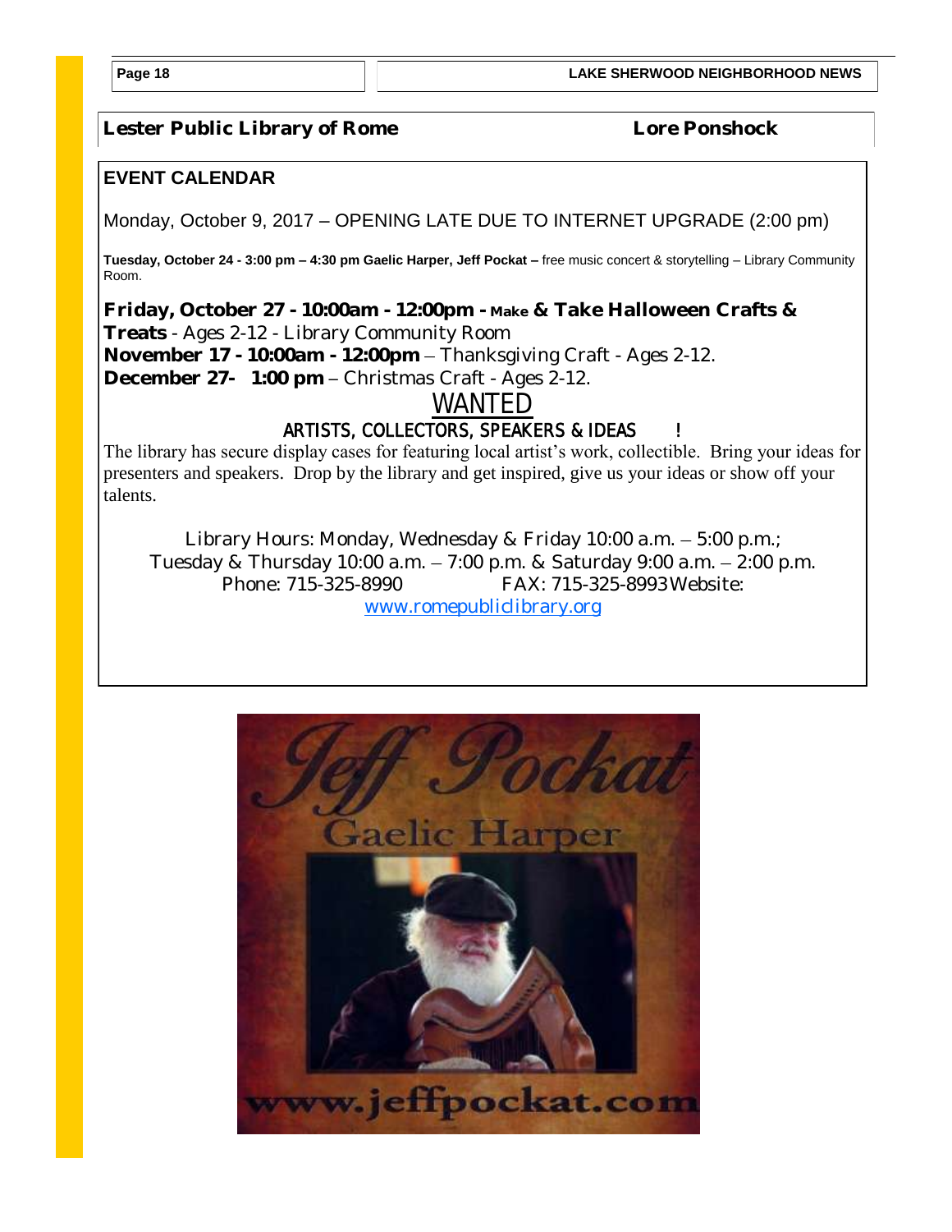**Lester Public Library of Rome** **Lore Ponshock**

## EVENT CALENDAR

Monday, October 9, 2017 – OPENING LATE DUE TO INTERNET UPGRADE (2:00 pm)

**Tuesday, October 24 - 3:00 pm – 4:30 pm Gaelic Harper, Jeff Pockat –** free music concert & storytelling – Library Community Room.

**Friday, October 27 - 10:00am - 12:00pm - Make & Take Halloween Crafts & Treats** - Ages 2-12 - Library Community Room
**November 17 - 10:00am - 12:00pm** – Thanksgiving Craft - Ages 2-12.
**December 27- 1:00 pm** – Christmas Craft - Ages 2-12.

## WANTED

### ARTISTS, COLLECTORS, SPEAKERS & IDEAS !

The library has secure display cases for featuring local artist's work, collectible. Bring your ideas for presenters and speakers. Drop by the library and get inspired, give us your ideas or show off your talents.

Library Hours: Monday, Wednesday & Friday 10:00 a.m. – 5:00 p.m.;
Tuesday & Thursday 10:00 a.m. – 7:00 p.m. & Saturday 9:00 a.m. – 2:00 p.m.
Phone: 715-325-8990 FAX: 715-325-8993 Website:
www.romepubliclibrary.org

Jeff Pockat
Gaelic Harper
www.jeffpockat.com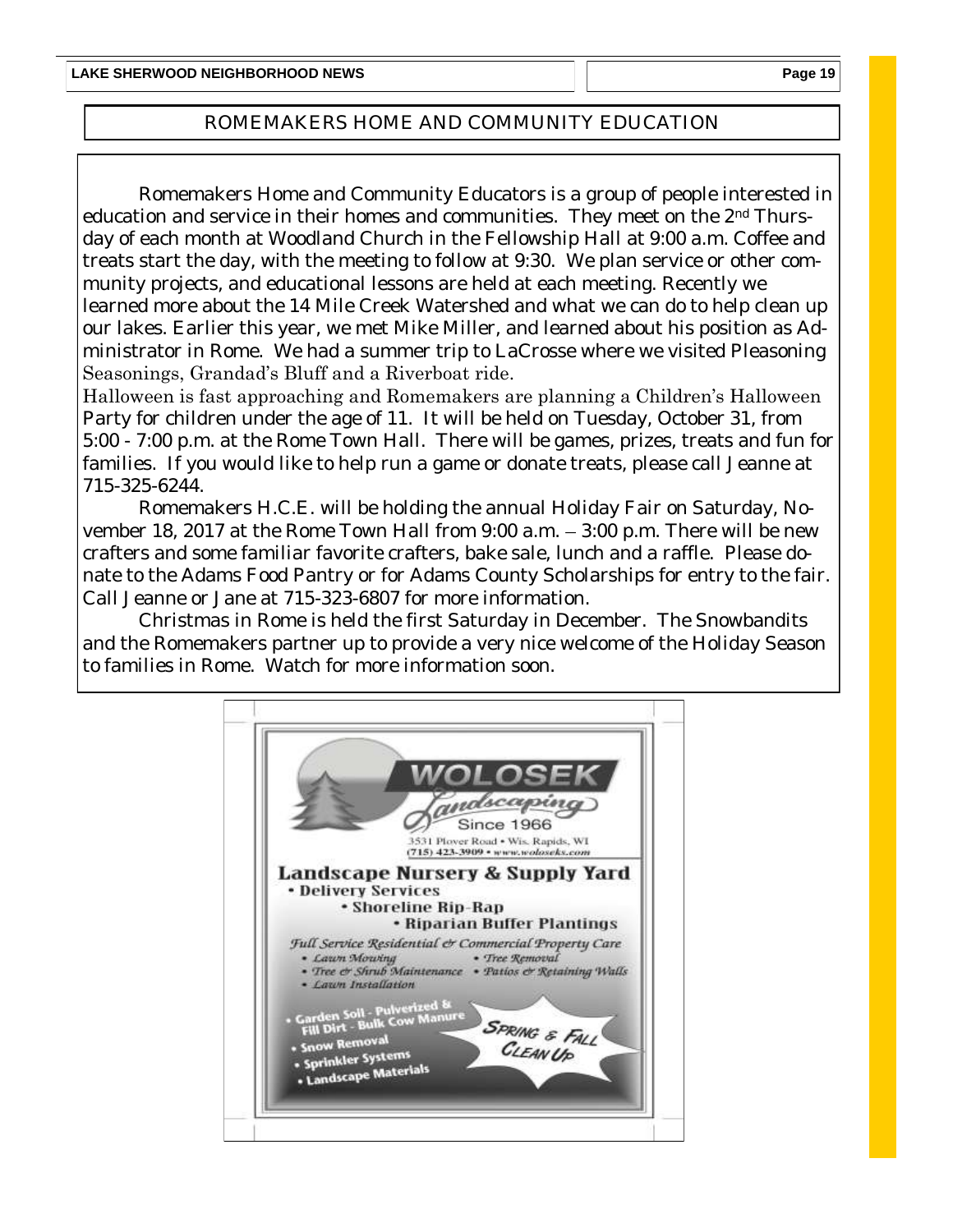## ROMEMAKERS HOME AND COMMUNITY EDUCATION

Romemakers Home and Community Educators is a group of people interested in education and service in their homes and communities. They meet on the 2nd Thursday of each month at Woodland Church in the Fellowship Hall at 9:00 a.m. Coffee and treats start the day, with the meeting to follow at 9:30. We plan service or other community projects, and educational lessons are held at each meeting. Recently we learned more about the 14 Mile Creek Watershed and what we can do to help clean up our lakes. Earlier this year, we met Mike Miller, and learned about his position as Administrator in Rome. We had a summer trip to LaCrosse where we visited Pleasoning Seasonings, Grandad's Bluff and a Riverboat ride.

Halloween is fast approaching and Romemakers are planning a Children's Halloween Party for children under the age of 11. It will be held on Tuesday, October 31, from 5:00 - 7:00 p.m. at the Rome Town Hall. There will be games, prizes, treats and fun for families. If you would like to help run a game or donate treats, please call Jeanne at 715-325-6244.

Romemakers H.C.E. will be holding the annual Holiday Fair on Saturday, November 18, 2017 at the Rome Town Hall from 9:00 a.m. – 3:00 p.m. There will be new crafters and some familiar favorite crafters, bake sale, lunch and a raffle. Please donate to the Adams Food Pantry or for Adams County Scholarships for entry to the fair. Call Jeanne or Jane at 715-323-6807 for more information.

Christmas in Rome is held the first Saturday in December. The Snowbandits and the Romemakers partner up to provide a very nice welcome of the Holiday Season to families in Rome. Watch for more information soon.

**WOLOSEK Landscaping**
Since 1966
3531 Plover Road • Wis. Rapids, WI
(715) 423-3909 • www.woloseks.com

**Landscape Nursery & Supply Yard**
- Delivery Services
- Shoreline Rip-Rap
- Riparian Buffer Plantings

*Full Service Residential & Commercial Property Care*
- *Lawn Mowing*
- *Tree Removal*
- *Tree & Shrub Maintenance*
- *Patios & Retaining Walls*
- *Lawn Installation*

- Garden Soil - Pulverized & Fill Dirt - Bulk Cow Manure
- Snow Removal
- Sprinkler Systems
- Landscape Materials

SPRING & FALL CLEAN UP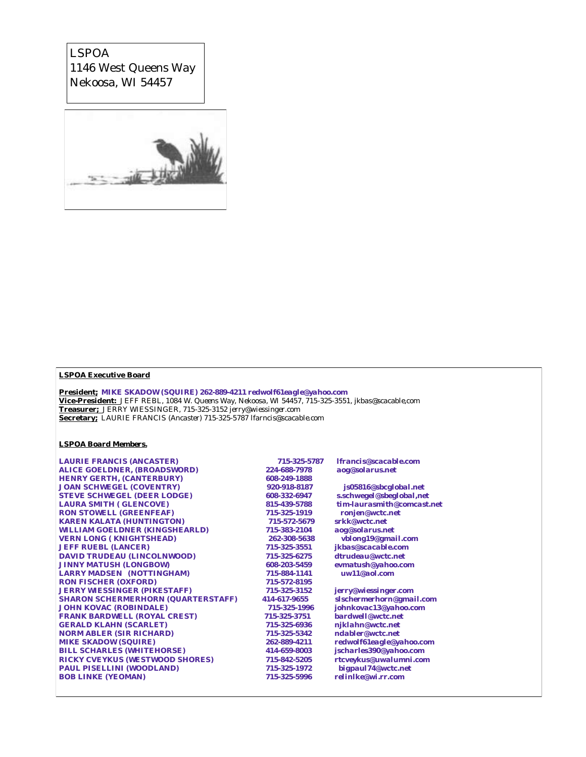LSPOA
1146 West Queens Way
Nekoosa, WI 54457

**LSPOA Executive Board**

**President; MIKE SKADOW (SQUIRE) 262-889-4211 redwolf61eagle@yahoo.com**
**Vice-President:** JEFF REBL, 1084 W. Queens Way, Nekoosa, WI 54457, 715-325-3551, jkbas@scacable,com
**Treasurer;** JERRY WIESSINGER, 715-325-3152 jerry@wiessinger.com
**Secretary;** LAURIE FRANCIS (Ancaster) 715-325-5787 lfarncis@scacable.com

**LSPOA Board Members.**

| | | |
|---|---|---|
| LAURIE FRANCIS (ANCASTER) | 715-325-5787 | lfrancis@scacable.com |
| ALICE GOELDNER, (BROADSWORD) | 224-688-7978 | aog@solarus.net |
| HENRY GERTH, (CANTERBURY) | 608-249-1888 | |
| JOAN SCHWEGEL (COVENTRY) | 920-918-8187 | js05816@sbcglobal.net |
| STEVE SCHWEGEL (DEER LODGE) | 608-332-6947 | s.schwegel@sbeglobal,net |
| LAURA SMITH ( GLENCOVE) | 815-439-5788 | tim-laurasmith@comcast.net |
| RON STOWELL (GREENFEAF) | 715-325-1919 | ronjen@wctc.net |
| KAREN KALATA (HUNTINGTON) | 715-572-5679 | srkk@wctc.net |
| WILLIAM GOELDNER (KINGSHEARLD) | 715-383-2104 | aog@solarus.net |
| VERN LONG ( KNIGHTSHEAD) | 262-308-5638 | vblong19@gmail.com |
| JEFF RUEBL (LANCER) | 715-325-3551 | jkbas@scacable.com |
| DAVID TRUDEAU (LINCOLNWOOD) | 715-325-6275 | dtrudeau@wctc.net |
| JINNY MATUSH (LONGBOW) | 608-203-5459 | evmatush@yahoo.com |
| LARRY MADSEN (NOTTINGHAM) | 715-884-1141 | uw11@aol.com |
| RON FISCHER (OXFORD) | 715-572-8195 | |
| JERRY WIESSINGER (PIKESTAFF) | 715-325-3152 | jerry@wiessinger.com |
| SHARON SCHERMERHORN (QUARTERSTAFF) | 414-617-9655 | slschermerhorn@gmail.com |
| JOHN KOVAC (ROBINDALE) | 715-325-1996 | johnkovac13@yahoo.com |
| FRANK BARDWELL (ROYAL CREST) | 715-325-3751 | bardwell@wctc.net |
| GERALD KLAHN (SCARLET) | 715-325-6936 | njklahn@wctc.net |
| NORM ABLER (SIR RICHARD) | 715-325-5342 | ndabler@wctc.net |
| MIKE SKADOW (SQUIRE) | 262-889-4211 | redwolf61eagle@yahoo.com |
| BILL SCHARLES (WHITEHORSE) | 414-659-8003 | jscharles390@yahoo.com |
| RICKY CVEYKUS (WESTWOOD SHORES) | 715-842-5205 | rtcveykus@uwalumni.com |
| PAUL PISELLINI (WOODLAND) | 715-325-1972 | bigpaul74@wctc.net |
| BOB LINKE (YEOMAN) | 715-325-5996 | relinlke@wi.rr.com |